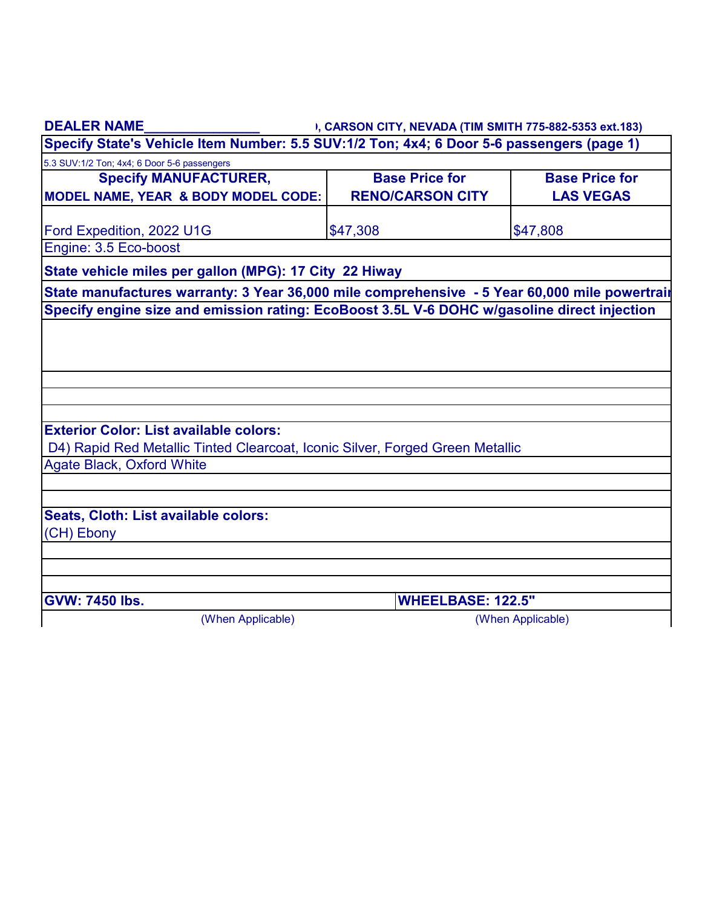**DEALER NAME\_\_\_\_\_\_\_\_\_\_\_\_\_\_\_** ), CARSON CITY, NEVADA (TIM SMITH 775-882-5353 ext.183)

**Specify State's Vehicle Item Number: 5.5 SUV:1/2 Ton; 4x4; 6 Door 5-6 passengers (page 1)**

5.3 SUV:1/2 Ton; 4x4; 6 Door 5-6 passengers

| Specify MANUFACTURER, MODEL NAME, YEAR & BODY MODEL CODE: | Base Price for RENO/CARSON CITY | Base Price for LAS VEGAS |
|---|---|---|
| Ford Expedition, 2022 U1G | $47,308 | $47,808 |

Engine: 3.5 Eco-boost

**State vehicle miles per gallon (MPG): 17 City 22 Hiway**

**State manufactures warranty: 3 Year 36,000 mile comprehensive - 5 Year 60,000 mile powertrain**

**Specify engine size and emission rating: EcoBoost 3.5L V-6 DOHC w/gasoline direct injection**

**Exterior Color: List available colors:**

D4) Rapid Red Metallic Tinted Clearcoat, Iconic Silver, Forged Green Metallic

Agate Black, Oxford White

**Seats, Cloth: List available colors:**

(CH) Ebony

| GVW: 7450 lbs. | WHEELBASE: 122.5" |
|---|---|
| (When Applicable) | (When Applicable) |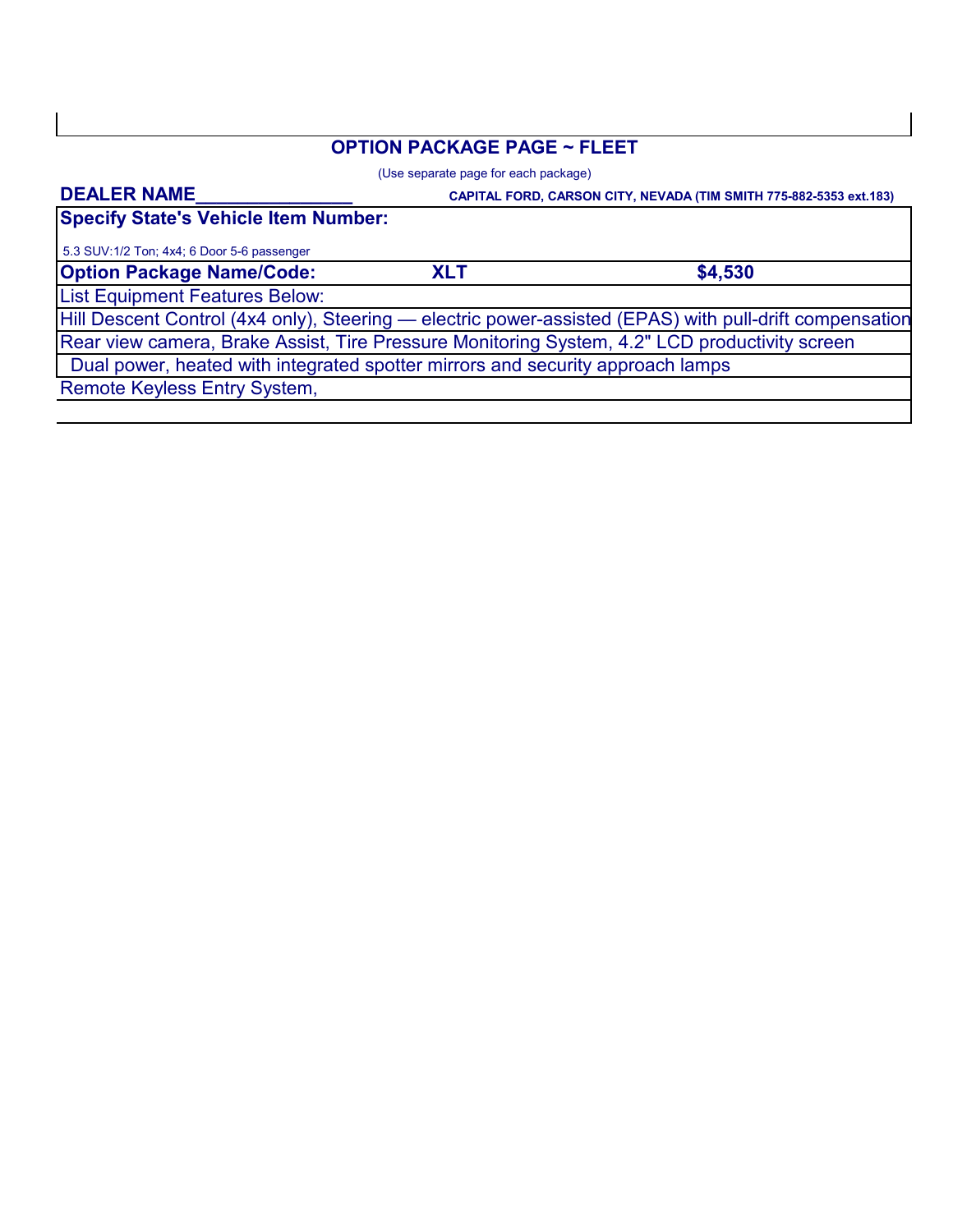## OPTION PACKAGE PAGE ~ FLEET

(Use separate page for each package)

**DEALER NAME______________** **CAPITAL FORD, CARSON CITY, NEVADA (TIM SMITH 775-882-5353 ext.183)**

**Specify State's Vehicle Item Number:**

5.3 SUV:1/2 Ton; 4x4; 6 Door 5-6 passenger

**Option Package Name/Code:** **XLT** **$4,530**

List Equipment Features Below:

Hill Descent Control (4x4 only), Steering — electric power-assisted (EPAS) with pull-drift compensation

Rear view camera, Brake Assist, Tire Pressure Monitoring System, 4.2" LCD productivity screen

Dual power, heated with integrated spotter mirrors and security approach lamps

Remote Keyless Entry System,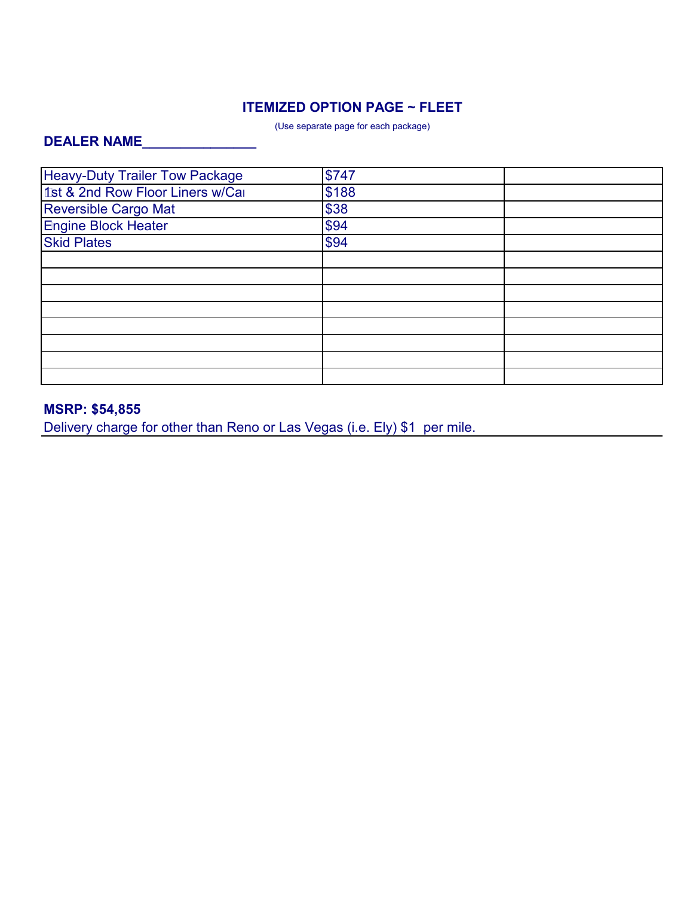# ITEMIZED OPTION PAGE ~ FLEET

(Use separate page for each package)

**DEALER NAME_______________**

| | | |
|---|---|---|
| Heavy-Duty Trailer Tow Package | $747 | |
| 1st & 2nd Row Floor Liners w/Ca | $188 | |
| Reversible Cargo Mat | $38 | |
| Engine Block Heater | $94 | |
| Skid Plates | $94 | |
| | | |
| | | |
| | | |
| | | |
| | | |
| | | |
| | | |
| | | |

**MSRP: $54,855**

Delivery charge for other than Reno or Las Vegas (i.e. Ely) $1 per mile.